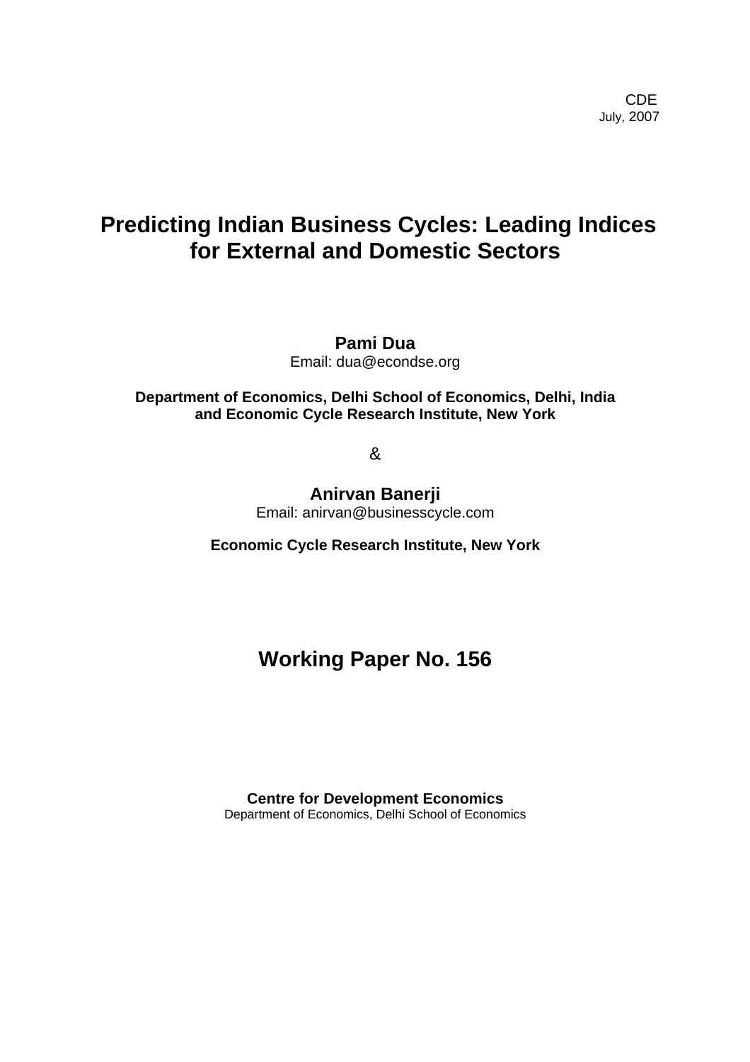CDE
July, 2007

# Predicting Indian Business Cycles: Leading Indices for External and Domestic Sectors

**Pami Dua**
Email: dua@econdse.org

**Department of Economics, Delhi School of Economics, Delhi, India and Economic Cycle Research Institute, New York**

&

**Anirvan Banerji**
Email: anirvan@businesscycle.com

**Economic Cycle Research Institute, New York**

## Working Paper No. 156

**Centre for Development Economics**
Department of Economics, Delhi School of Economics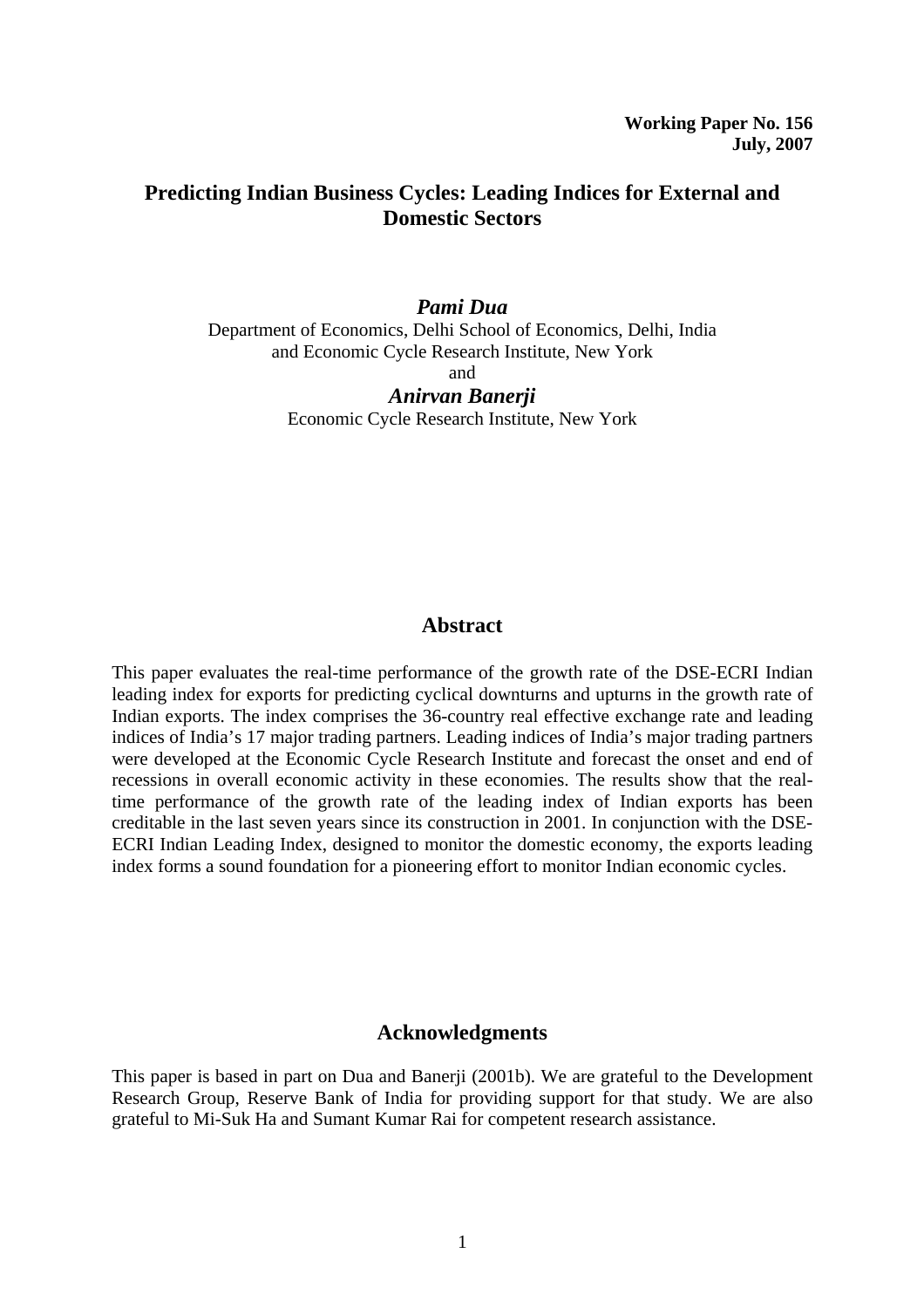**Working Paper No. 156**
**July, 2007**

# Predicting Indian Business Cycles: Leading Indices for External and Domestic Sectors

***Pami Dua***
Department of Economics, Delhi School of Economics, Delhi, India
and Economic Cycle Research Institute, New York
and
***Anirvan Banerji***
Economic Cycle Research Institute, New York

## Abstract

This paper evaluates the real-time performance of the growth rate of the DSE-ECRI Indian leading index for exports for predicting cyclical downturns and upturns in the growth rate of Indian exports. The index comprises the 36-country real effective exchange rate and leading indices of India's 17 major trading partners. Leading indices of India's major trading partners were developed at the Economic Cycle Research Institute and forecast the onset and end of recessions in overall economic activity in these economies. The results show that the real-time performance of the growth rate of the leading index of Indian exports has been creditable in the last seven years since its construction in 2001. In conjunction with the DSE-ECRI Indian Leading Index, designed to monitor the domestic economy, the exports leading index forms a sound foundation for a pioneering effort to monitor Indian economic cycles.

## Acknowledgments

This paper is based in part on Dua and Banerji (2001b). We are grateful to the Development Research Group, Reserve Bank of India for providing support for that study. We are also grateful to Mi-Suk Ha and Sumant Kumar Rai for competent research assistance.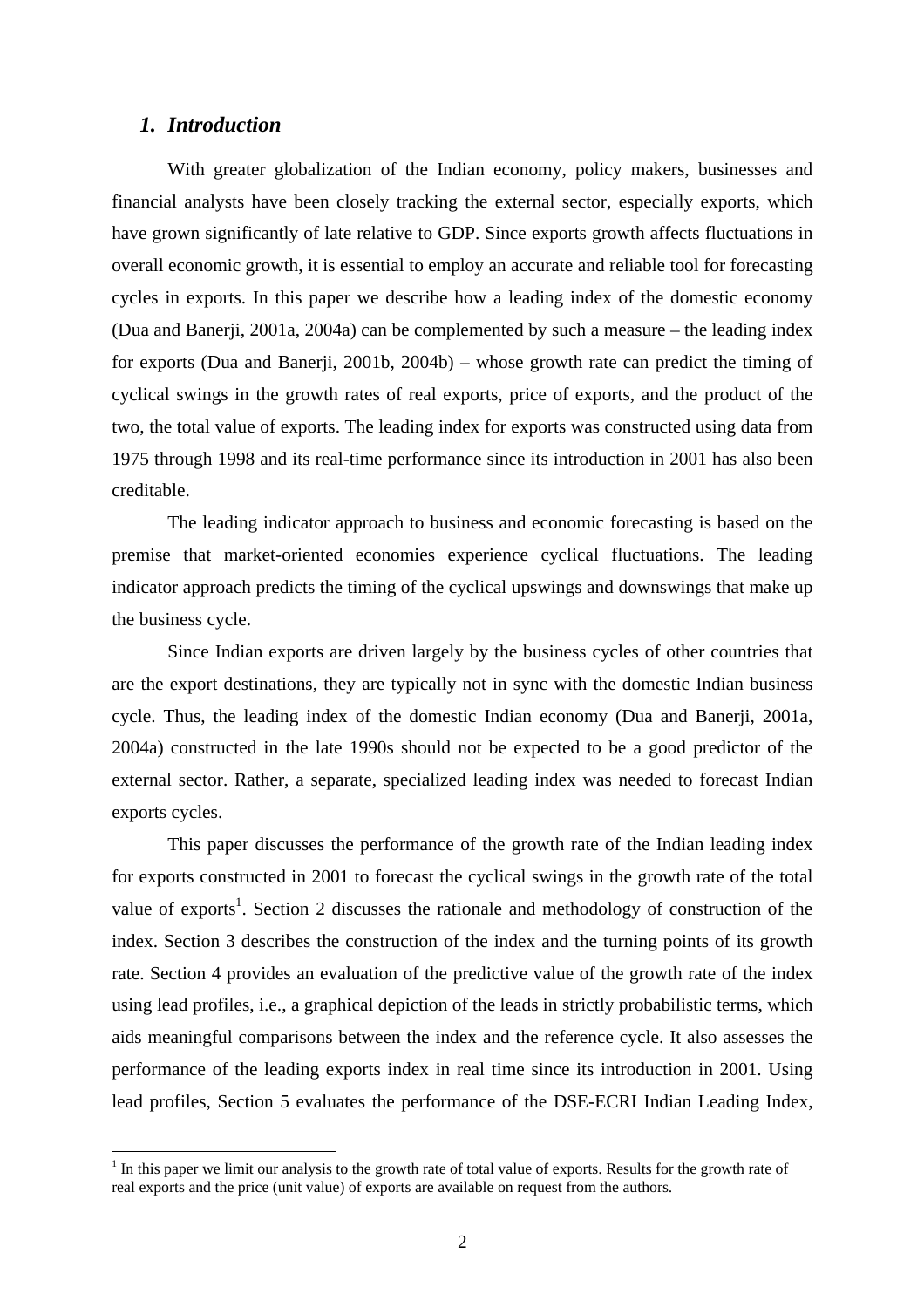## *1. Introduction*

With greater globalization of the Indian economy, policy makers, businesses and financial analysts have been closely tracking the external sector, especially exports, which have grown significantly of late relative to GDP. Since exports growth affects fluctuations in overall economic growth, it is essential to employ an accurate and reliable tool for forecasting cycles in exports. In this paper we describe how a leading index of the domestic economy (Dua and Banerji, 2001a, 2004a) can be complemented by such a measure – the leading index for exports (Dua and Banerji, 2001b, 2004b) – whose growth rate can predict the timing of cyclical swings in the growth rates of real exports, price of exports, and the product of the two, the total value of exports. The leading index for exports was constructed using data from 1975 through 1998 and its real-time performance since its introduction in 2001 has also been creditable.

The leading indicator approach to business and economic forecasting is based on the premise that market-oriented economies experience cyclical fluctuations. The leading indicator approach predicts the timing of the cyclical upswings and downswings that make up the business cycle.

Since Indian exports are driven largely by the business cycles of other countries that are the export destinations, they are typically not in sync with the domestic Indian business cycle. Thus, the leading index of the domestic Indian economy (Dua and Banerji, 2001a, 2004a) constructed in the late 1990s should not be expected to be a good predictor of the external sector. Rather, a separate, specialized leading index was needed to forecast Indian exports cycles.

This paper discusses the performance of the growth rate of the Indian leading index for exports constructed in 2001 to forecast the cyclical swings in the growth rate of the total value of exports[1]. Section 2 discusses the rationale and methodology of construction of the index. Section 3 describes the construction of the index and the turning points of its growth rate. Section 4 provides an evaluation of the predictive value of the growth rate of the index using lead profiles, i.e., a graphical depiction of the leads in strictly probabilistic terms, which aids meaningful comparisons between the index and the reference cycle. It also assesses the performance of the leading exports index in real time since its introduction in 2001. Using lead profiles, Section 5 evaluates the performance of the DSE-ECRI Indian Leading Index,

[1] In this paper we limit our analysis to the growth rate of total value of exports. Results for the growth rate of real exports and the price (unit value) of exports are available on request from the authors.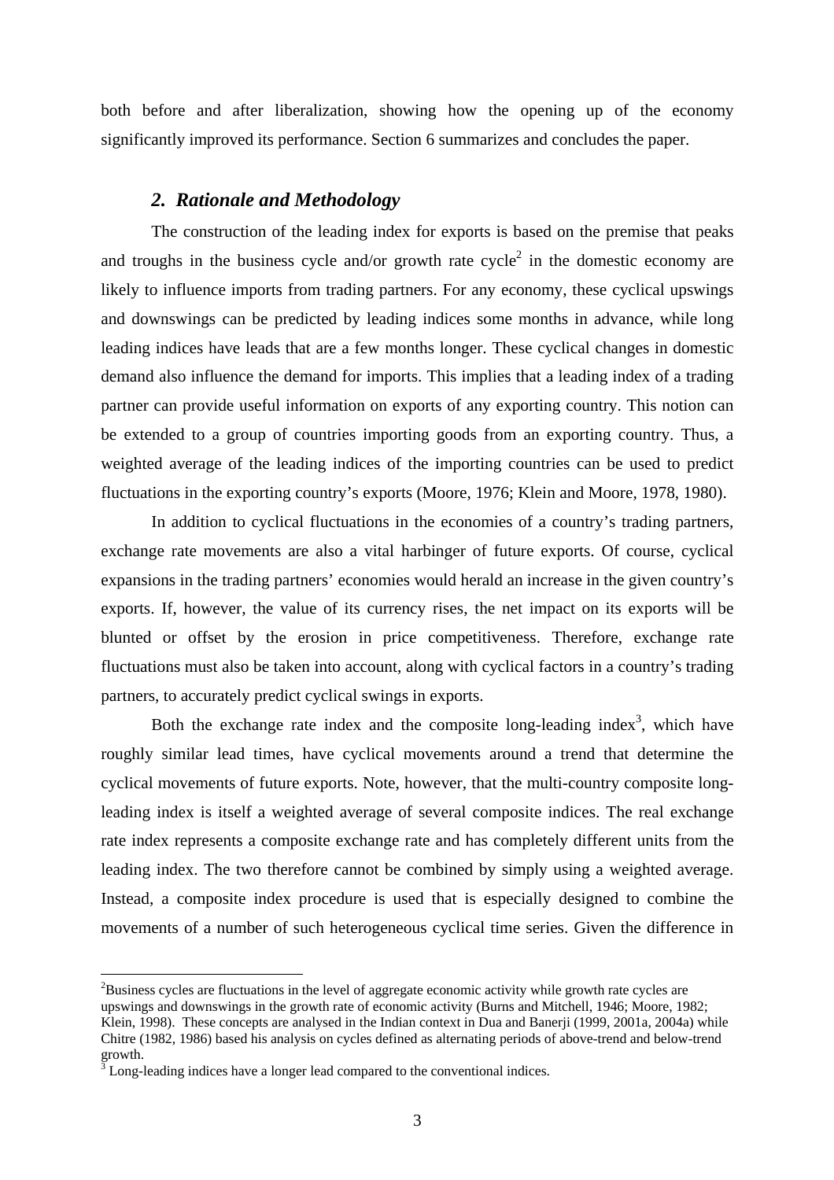both before and after liberalization, showing how the opening up of the economy significantly improved its performance. Section 6 summarizes and concludes the paper.

## *2. Rationale and Methodology*

The construction of the leading index for exports is based on the premise that peaks and troughs in the business cycle and/or growth rate cycle[2] in the domestic economy are likely to influence imports from trading partners. For any economy, these cyclical upswings and downswings can be predicted by leading indices some months in advance, while long leading indices have leads that are a few months longer. These cyclical changes in domestic demand also influence the demand for imports. This implies that a leading index of a trading partner can provide useful information on exports of any exporting country. This notion can be extended to a group of countries importing goods from an exporting country. Thus, a weighted average of the leading indices of the importing countries can be used to predict fluctuations in the exporting country's exports (Moore, 1976; Klein and Moore, 1978, 1980).

In addition to cyclical fluctuations in the economies of a country's trading partners, exchange rate movements are also a vital harbinger of future exports. Of course, cyclical expansions in the trading partners' economies would herald an increase in the given country's exports. If, however, the value of its currency rises, the net impact on its exports will be blunted or offset by the erosion in price competitiveness. Therefore, exchange rate fluctuations must also be taken into account, along with cyclical factors in a country's trading partners, to accurately predict cyclical swings in exports.

Both the exchange rate index and the composite long-leading index[3], which have roughly similar lead times, have cyclical movements around a trend that determine the cyclical movements of future exports. Note, however, that the multi-country composite long-leading index is itself a weighted average of several composite indices. The real exchange rate index represents a composite exchange rate and has completely different units from the leading index. The two therefore cannot be combined by simply using a weighted average. Instead, a composite index procedure is used that is especially designed to combine the movements of a number of such heterogeneous cyclical time series. Given the difference in

---

[2]Business cycles are fluctuations in the level of aggregate economic activity while growth rate cycles are upswings and downswings in the growth rate of economic activity (Burns and Mitchell, 1946; Moore, 1982; Klein, 1998). These concepts are analysed in the Indian context in Dua and Banerji (1999, 2001a, 2004a) while Chitre (1982, 1986) based his analysis on cycles defined as alternating periods of above-trend and below-trend growth.

[3] Long-leading indices have a longer lead compared to the conventional indices.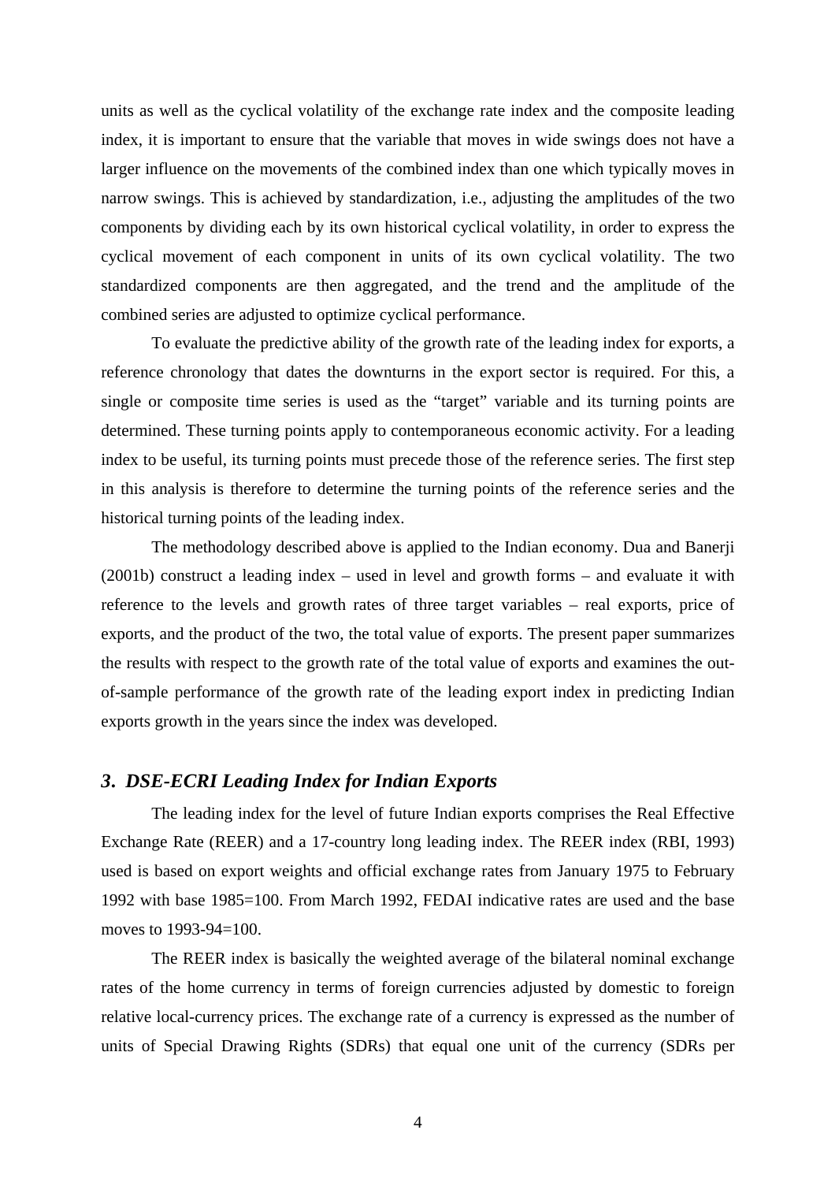units as well as the cyclical volatility of the exchange rate index and the composite leading index, it is important to ensure that the variable that moves in wide swings does not have a larger influence on the movements of the combined index than one which typically moves in narrow swings. This is achieved by standardization, i.e., adjusting the amplitudes of the two components by dividing each by its own historical cyclical volatility, in order to express the cyclical movement of each component in units of its own cyclical volatility. The two standardized components are then aggregated, and the trend and the amplitude of the combined series are adjusted to optimize cyclical performance.

To evaluate the predictive ability of the growth rate of the leading index for exports, a reference chronology that dates the downturns in the export sector is required. For this, a single or composite time series is used as the "target" variable and its turning points are determined. These turning points apply to contemporaneous economic activity. For a leading index to be useful, its turning points must precede those of the reference series. The first step in this analysis is therefore to determine the turning points of the reference series and the historical turning points of the leading index.

The methodology described above is applied to the Indian economy. Dua and Banerji (2001b) construct a leading index – used in level and growth forms – and evaluate it with reference to the levels and growth rates of three target variables – real exports, price of exports, and the product of the two, the total value of exports. The present paper summarizes the results with respect to the growth rate of the total value of exports and examines the out-of-sample performance of the growth rate of the leading export index in predicting Indian exports growth in the years since the index was developed.

## *3. DSE-ECRI Leading Index for Indian Exports*

The leading index for the level of future Indian exports comprises the Real Effective Exchange Rate (REER) and a 17-country long leading index. The REER index (RBI, 1993) used is based on export weights and official exchange rates from January 1975 to February 1992 with base 1985=100. From March 1992, FEDAI indicative rates are used and the base moves to 1993-94=100.

The REER index is basically the weighted average of the bilateral nominal exchange rates of the home currency in terms of foreign currencies adjusted by domestic to foreign relative local-currency prices. The exchange rate of a currency is expressed as the number of units of Special Drawing Rights (SDRs) that equal one unit of the currency (SDRs per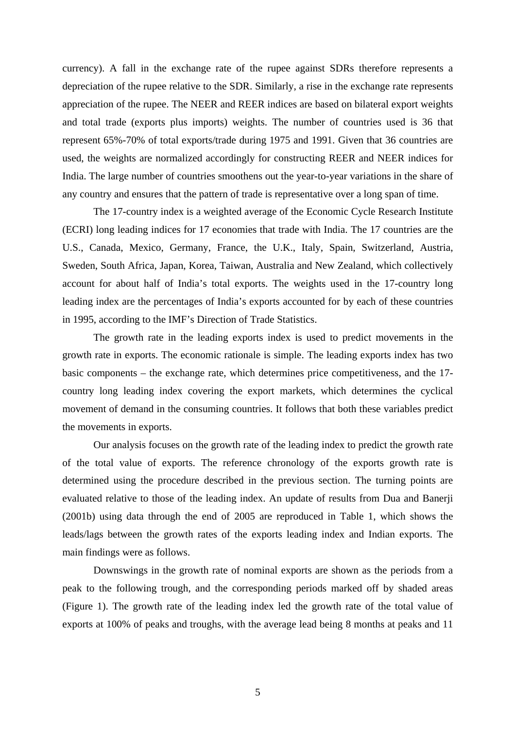currency). A fall in the exchange rate of the rupee against SDRs therefore represents a depreciation of the rupee relative to the SDR. Similarly, a rise in the exchange rate represents appreciation of the rupee. The NEER and REER indices are based on bilateral export weights and total trade (exports plus imports) weights. The number of countries used is 36 that represent 65%-70% of total exports/trade during 1975 and 1991. Given that 36 countries are used, the weights are normalized accordingly for constructing REER and NEER indices for India. The large number of countries smoothens out the year-to-year variations in the share of any country and ensures that the pattern of trade is representative over a long span of time.

The 17-country index is a weighted average of the Economic Cycle Research Institute (ECRI) long leading indices for 17 economies that trade with India. The 17 countries are the U.S., Canada, Mexico, Germany, France, the U.K., Italy, Spain, Switzerland, Austria, Sweden, South Africa, Japan, Korea, Taiwan, Australia and New Zealand, which collectively account for about half of India's total exports. The weights used in the 17-country long leading index are the percentages of India's exports accounted for by each of these countries in 1995, according to the IMF's Direction of Trade Statistics.

The growth rate in the leading exports index is used to predict movements in the growth rate in exports. The economic rationale is simple. The leading exports index has two basic components – the exchange rate, which determines price competitiveness, and the 17-country long leading index covering the export markets, which determines the cyclical movement of demand in the consuming countries. It follows that both these variables predict the movements in exports.

Our analysis focuses on the growth rate of the leading index to predict the growth rate of the total value of exports. The reference chronology of the exports growth rate is determined using the procedure described in the previous section. The turning points are evaluated relative to those of the leading index. An update of results from Dua and Banerji (2001b) using data through the end of 2005 are reproduced in Table 1, which shows the leads/lags between the growth rates of the exports leading index and Indian exports. The main findings were as follows.

Downswings in the growth rate of nominal exports are shown as the periods from a peak to the following trough, and the corresponding periods marked off by shaded areas (Figure 1). The growth rate of the leading index led the growth rate of the total value of exports at 100% of peaks and troughs, with the average lead being 8 months at peaks and 11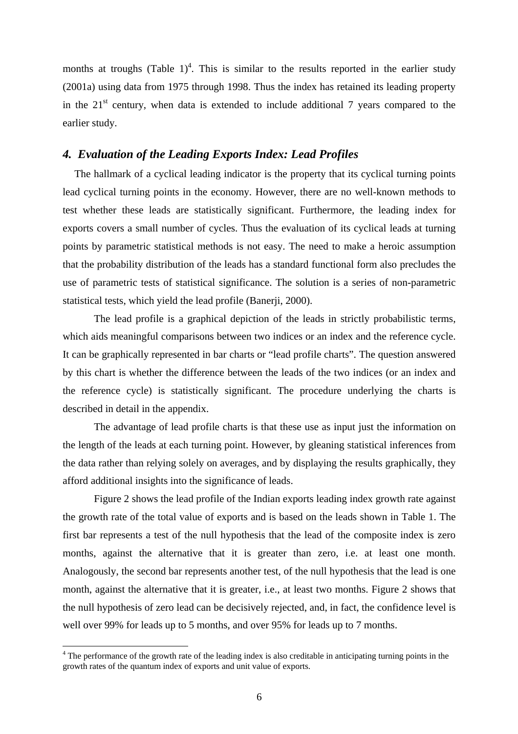months at troughs (Table 1)[4]. This is similar to the results reported in the earlier study (2001a) using data from 1975 through 1998. Thus the index has retained its leading property in the $21^{st}$ century, when data is extended to include additional 7 years compared to the earlier study.

## *4. Evaluation of the Leading Exports Index: Lead Profiles*

The hallmark of a cyclical leading indicator is the property that its cyclical turning points lead cyclical turning points in the economy. However, there are no well-known methods to test whether these leads are statistically significant. Furthermore, the leading index for exports covers a small number of cycles. Thus the evaluation of its cyclical leads at turning points by parametric statistical methods is not easy. The need to make a heroic assumption that the probability distribution of the leads has a standard functional form also precludes the use of parametric tests of statistical significance. The solution is a series of non-parametric statistical tests, which yield the lead profile (Banerji, 2000).

The lead profile is a graphical depiction of the leads in strictly probabilistic terms, which aids meaningful comparisons between two indices or an index and the reference cycle. It can be graphically represented in bar charts or "lead profile charts". The question answered by this chart is whether the difference between the leads of the two indices (or an index and the reference cycle) is statistically significant. The procedure underlying the charts is described in detail in the appendix.

The advantage of lead profile charts is that these use as input just the information on the length of the leads at each turning point. However, by gleaning statistical inferences from the data rather than relying solely on averages, and by displaying the results graphically, they afford additional insights into the significance of leads.

Figure 2 shows the lead profile of the Indian exports leading index growth rate against the growth rate of the total value of exports and is based on the leads shown in Table 1. The first bar represents a test of the null hypothesis that the lead of the composite index is zero months, against the alternative that it is greater than zero, i.e. at least one month. Analogously, the second bar represents another test, of the null hypothesis that the lead is one month, against the alternative that it is greater, i.e., at least two months. Figure 2 shows that the null hypothesis of zero lead can be decisively rejected, and, in fact, the confidence level is well over 99% for leads up to 5 months, and over 95% for leads up to 7 months.

[4] The performance of the growth rate of the leading index is also creditable in anticipating turning points in the growth rates of the quantum index of exports and unit value of exports.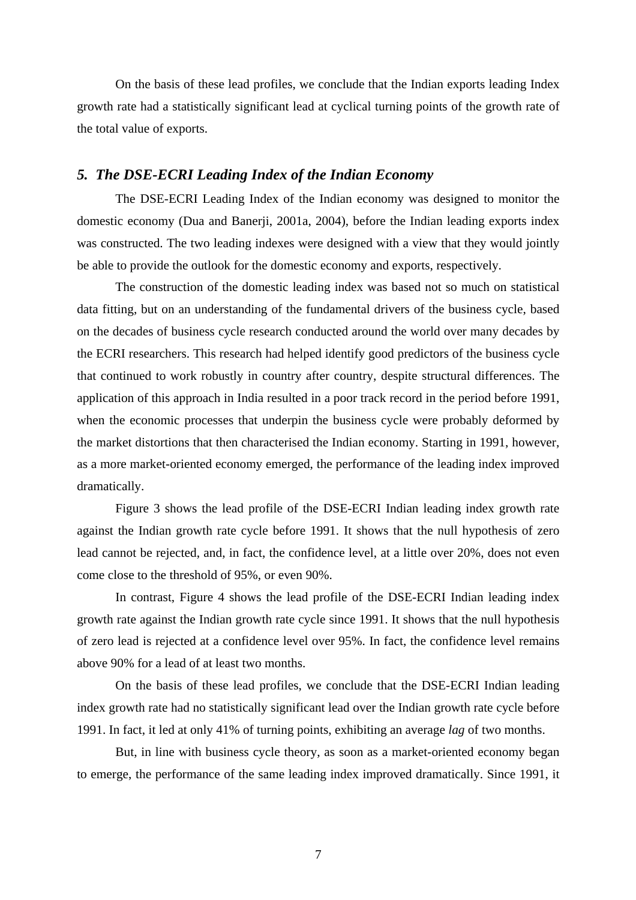On the basis of these lead profiles, we conclude that the Indian exports leading Index growth rate had a statistically significant lead at cyclical turning points of the growth rate of the total value of exports.

## *5. The DSE-ECRI Leading Index of the Indian Economy*

The DSE-ECRI Leading Index of the Indian economy was designed to monitor the domestic economy (Dua and Banerji, 2001a, 2004), before the Indian leading exports index was constructed. The two leading indexes were designed with a view that they would jointly be able to provide the outlook for the domestic economy and exports, respectively.

The construction of the domestic leading index was based not so much on statistical data fitting, but on an understanding of the fundamental drivers of the business cycle, based on the decades of business cycle research conducted around the world over many decades by the ECRI researchers. This research had helped identify good predictors of the business cycle that continued to work robustly in country after country, despite structural differences. The application of this approach in India resulted in a poor track record in the period before 1991, when the economic processes that underpin the business cycle were probably deformed by the market distortions that then characterised the Indian economy. Starting in 1991, however, as a more market-oriented economy emerged, the performance of the leading index improved dramatically.

Figure 3 shows the lead profile of the DSE-ECRI Indian leading index growth rate against the Indian growth rate cycle before 1991. It shows that the null hypothesis of zero lead cannot be rejected, and, in fact, the confidence level, at a little over 20%, does not even come close to the threshold of 95%, or even 90%.

In contrast, Figure 4 shows the lead profile of the DSE-ECRI Indian leading index growth rate against the Indian growth rate cycle since 1991. It shows that the null hypothesis of zero lead is rejected at a confidence level over 95%. In fact, the confidence level remains above 90% for a lead of at least two months.

On the basis of these lead profiles, we conclude that the DSE-ECRI Indian leading index growth rate had no statistically significant lead over the Indian growth rate cycle before 1991. In fact, it led at only 41% of turning points, exhibiting an average *lag* of two months.

But, in line with business cycle theory, as soon as a market-oriented economy began to emerge, the performance of the same leading index improved dramatically. Since 1991, it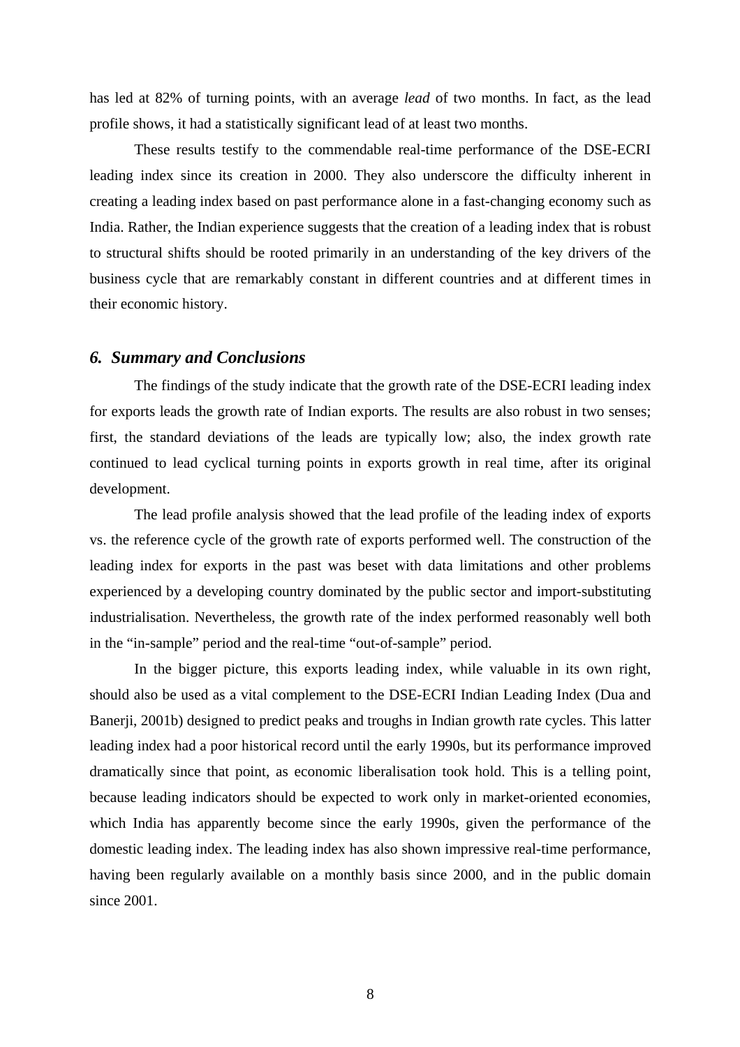has led at 82% of turning points, with an average *lead* of two months. In fact, as the lead profile shows, it had a statistically significant lead of at least two months.

These results testify to the commendable real-time performance of the DSE-ECRI leading index since its creation in 2000. They also underscore the difficulty inherent in creating a leading index based on past performance alone in a fast-changing economy such as India. Rather, the Indian experience suggests that the creation of a leading index that is robust to structural shifts should be rooted primarily in an understanding of the key drivers of the business cycle that are remarkably constant in different countries and at different times in their economic history.

## *6. Summary and Conclusions*

The findings of the study indicate that the growth rate of the DSE-ECRI leading index for exports leads the growth rate of Indian exports. The results are also robust in two senses; first, the standard deviations of the leads are typically low; also, the index growth rate continued to lead cyclical turning points in exports growth in real time, after its original development.

The lead profile analysis showed that the lead profile of the leading index of exports vs. the reference cycle of the growth rate of exports performed well. The construction of the leading index for exports in the past was beset with data limitations and other problems experienced by a developing country dominated by the public sector and import-substituting industrialisation. Nevertheless, the growth rate of the index performed reasonably well both in the "in-sample" period and the real-time "out-of-sample" period.

In the bigger picture, this exports leading index, while valuable in its own right, should also be used as a vital complement to the DSE-ECRI Indian Leading Index (Dua and Banerji, 2001b) designed to predict peaks and troughs in Indian growth rate cycles. This latter leading index had a poor historical record until the early 1990s, but its performance improved dramatically since that point, as economic liberalisation took hold. This is a telling point, because leading indicators should be expected to work only in market-oriented economies, which India has apparently become since the early 1990s, given the performance of the domestic leading index. The leading index has also shown impressive real-time performance, having been regularly available on a monthly basis since 2000, and in the public domain since 2001.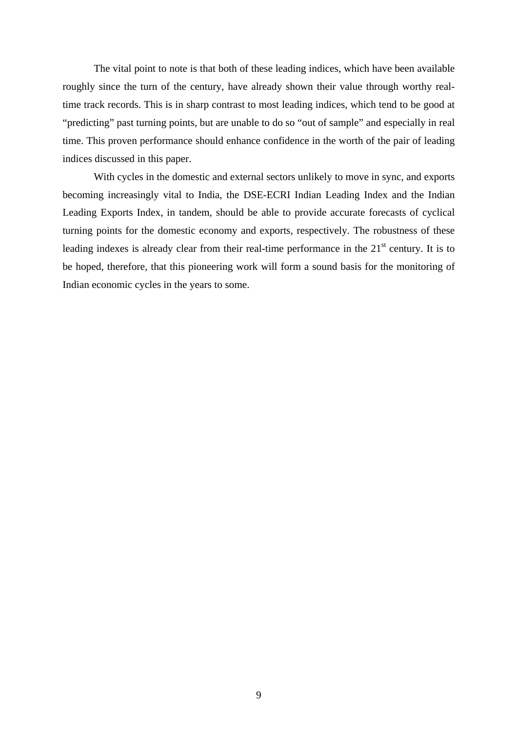The vital point to note is that both of these leading indices, which have been available roughly since the turn of the century, have already shown their value through worthy real-time track records. This is in sharp contrast to most leading indices, which tend to be good at "predicting" past turning points, but are unable to do so "out of sample" and especially in real time. This proven performance should enhance confidence in the worth of the pair of leading indices discussed in this paper.

With cycles in the domestic and external sectors unlikely to move in sync, and exports becoming increasingly vital to India, the DSE-ECRI Indian Leading Index and the Indian Leading Exports Index, in tandem, should be able to provide accurate forecasts of cyclical turning points for the domestic economy and exports, respectively. The robustness of these leading indexes is already clear from their real-time performance in the 21st century. It is to be hoped, therefore, that this pioneering work will form a sound basis for the monitoring of Indian economic cycles in the years to some.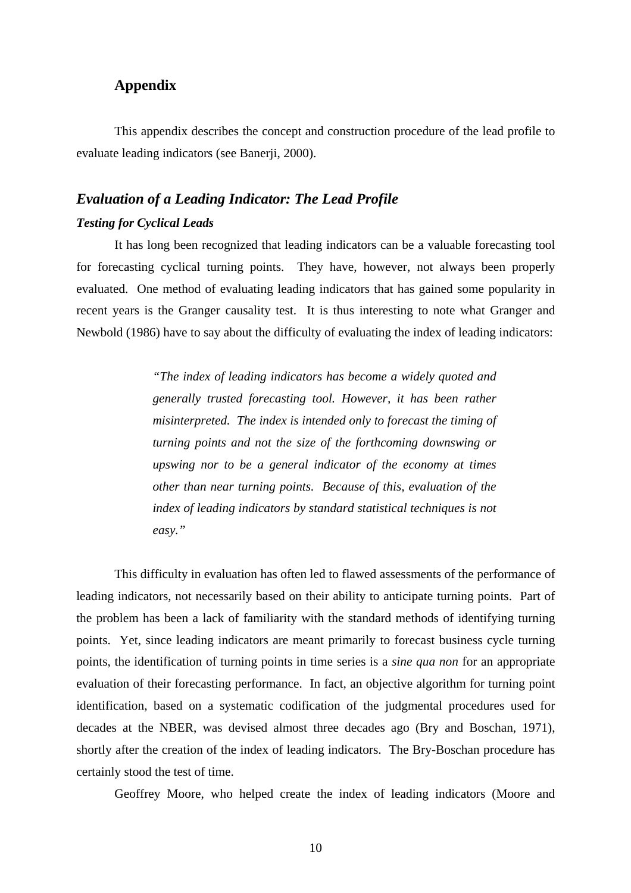## Appendix

This appendix describes the concept and construction procedure of the lead profile to evaluate leading indicators (see Banerji, 2000).

### *Evaluation of a Leading Indicator: The Lead Profile*

#### *Testing for Cyclical Leads*

It has long been recognized that leading indicators can be a valuable forecasting tool for forecasting cyclical turning points. They have, however, not always been properly evaluated. One method of evaluating leading indicators that has gained some popularity in recent years is the Granger causality test. It is thus interesting to note what Granger and Newbold (1986) have to say about the difficulty of evaluating the index of leading indicators:

> *"The index of leading indicators has become a widely quoted and generally trusted forecasting tool. However, it has been rather misinterpreted. The index is intended only to forecast the timing of turning points and not the size of the forthcoming downswing or upswing nor to be a general indicator of the economy at times other than near turning points. Because of this, evaluation of the index of leading indicators by standard statistical techniques is not easy."*

This difficulty in evaluation has often led to flawed assessments of the performance of leading indicators, not necessarily based on their ability to anticipate turning points. Part of the problem has been a lack of familiarity with the standard methods of identifying turning points. Yet, since leading indicators are meant primarily to forecast business cycle turning points, the identification of turning points in time series is a *sine qua non* for an appropriate evaluation of their forecasting performance. In fact, an objective algorithm for turning point identification, based on a systematic codification of the judgmental procedures used for decades at the NBER, was devised almost three decades ago (Bry and Boschan, 1971), shortly after the creation of the index of leading indicators. The Bry-Boschan procedure has certainly stood the test of time.

Geoffrey Moore, who helped create the index of leading indicators (Moore and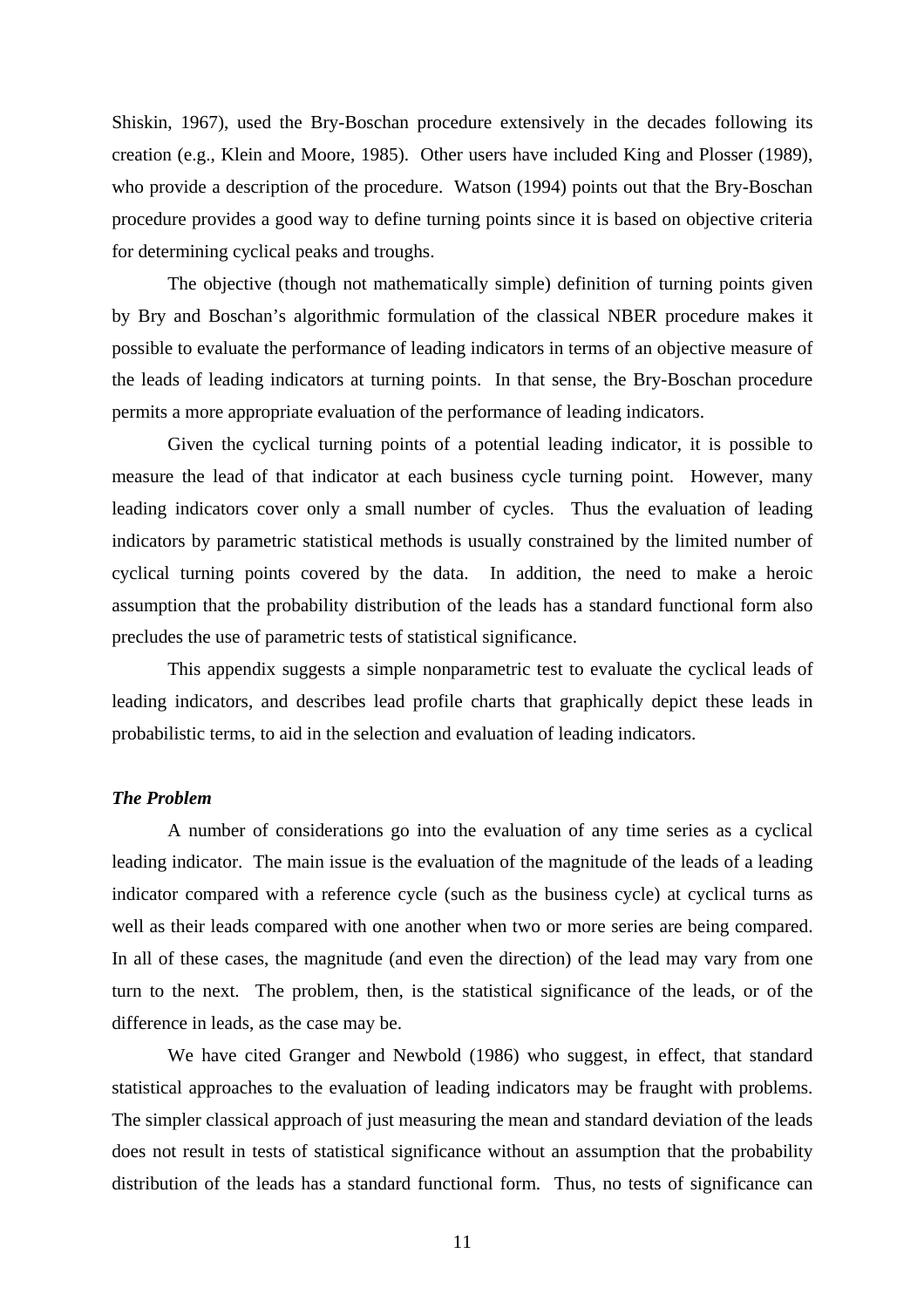Shiskin, 1967), used the Bry-Boschan procedure extensively in the decades following its creation (e.g., Klein and Moore, 1985). Other users have included King and Plosser (1989), who provide a description of the procedure. Watson (1994) points out that the Bry-Boschan procedure provides a good way to define turning points since it is based on objective criteria for determining cyclical peaks and troughs.

The objective (though not mathematically simple) definition of turning points given by Bry and Boschan's algorithmic formulation of the classical NBER procedure makes it possible to evaluate the performance of leading indicators in terms of an objective measure of the leads of leading indicators at turning points. In that sense, the Bry-Boschan procedure permits a more appropriate evaluation of the performance of leading indicators.

Given the cyclical turning points of a potential leading indicator, it is possible to measure the lead of that indicator at each business cycle turning point. However, many leading indicators cover only a small number of cycles. Thus the evaluation of leading indicators by parametric statistical methods is usually constrained by the limited number of cyclical turning points covered by the data. In addition, the need to make a heroic assumption that the probability distribution of the leads has a standard functional form also precludes the use of parametric tests of statistical significance.

This appendix suggests a simple nonparametric test to evaluate the cyclical leads of leading indicators, and describes lead profile charts that graphically depict these leads in probabilistic terms, to aid in the selection and evaluation of leading indicators.

***The Problem***

A number of considerations go into the evaluation of any time series as a cyclical leading indicator. The main issue is the evaluation of the magnitude of the leads of a leading indicator compared with a reference cycle (such as the business cycle) at cyclical turns as well as their leads compared with one another when two or more series are being compared. In all of these cases, the magnitude (and even the direction) of the lead may vary from one turn to the next. The problem, then, is the statistical significance of the leads, or of the difference in leads, as the case may be.

We have cited Granger and Newbold (1986) who suggest, in effect, that standard statistical approaches to the evaluation of leading indicators may be fraught with problems. The simpler classical approach of just measuring the mean and standard deviation of the leads does not result in tests of statistical significance without an assumption that the probability distribution of the leads has a standard functional form. Thus, no tests of significance can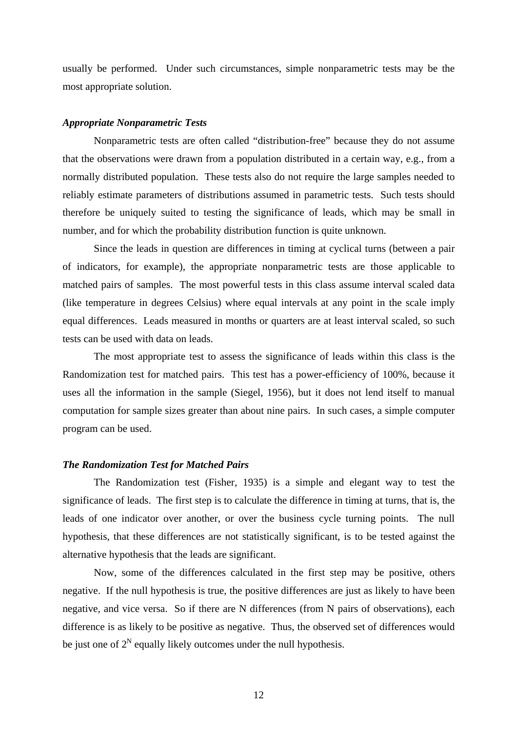usually be performed. Under such circumstances, simple nonparametric tests may be the most appropriate solution.

### *Appropriate Nonparametric Tests*

Nonparametric tests are often called "distribution-free" because they do not assume that the observations were drawn from a population distributed in a certain way, e.g., from a normally distributed population. These tests also do not require the large samples needed to reliably estimate parameters of distributions assumed in parametric tests. Such tests should therefore be uniquely suited to testing the significance of leads, which may be small in number, and for which the probability distribution function is quite unknown.

Since the leads in question are differences in timing at cyclical turns (between a pair of indicators, for example), the appropriate nonparametric tests are those applicable to matched pairs of samples. The most powerful tests in this class assume interval scaled data (like temperature in degrees Celsius) where equal intervals at any point in the scale imply equal differences. Leads measured in months or quarters are at least interval scaled, so such tests can be used with data on leads.

The most appropriate test to assess the significance of leads within this class is the Randomization test for matched pairs. This test has a power-efficiency of 100%, because it uses all the information in the sample (Siegel, 1956), but it does not lend itself to manual computation for sample sizes greater than about nine pairs. In such cases, a simple computer program can be used.

### *The Randomization Test for Matched Pairs*

The Randomization test (Fisher, 1935) is a simple and elegant way to test the significance of leads. The first step is to calculate the difference in timing at turns, that is, the leads of one indicator over another, or over the business cycle turning points. The null hypothesis, that these differences are not statistically significant, is to be tested against the alternative hypothesis that the leads are significant.

Now, some of the differences calculated in the first step may be positive, others negative. If the null hypothesis is true, the positive differences are just as likely to have been negative, and vice versa. So if there are N differences (from N pairs of observations), each difference is as likely to be positive as negative. Thus, the observed set of differences would be just one of $2^N$ equally likely outcomes under the null hypothesis.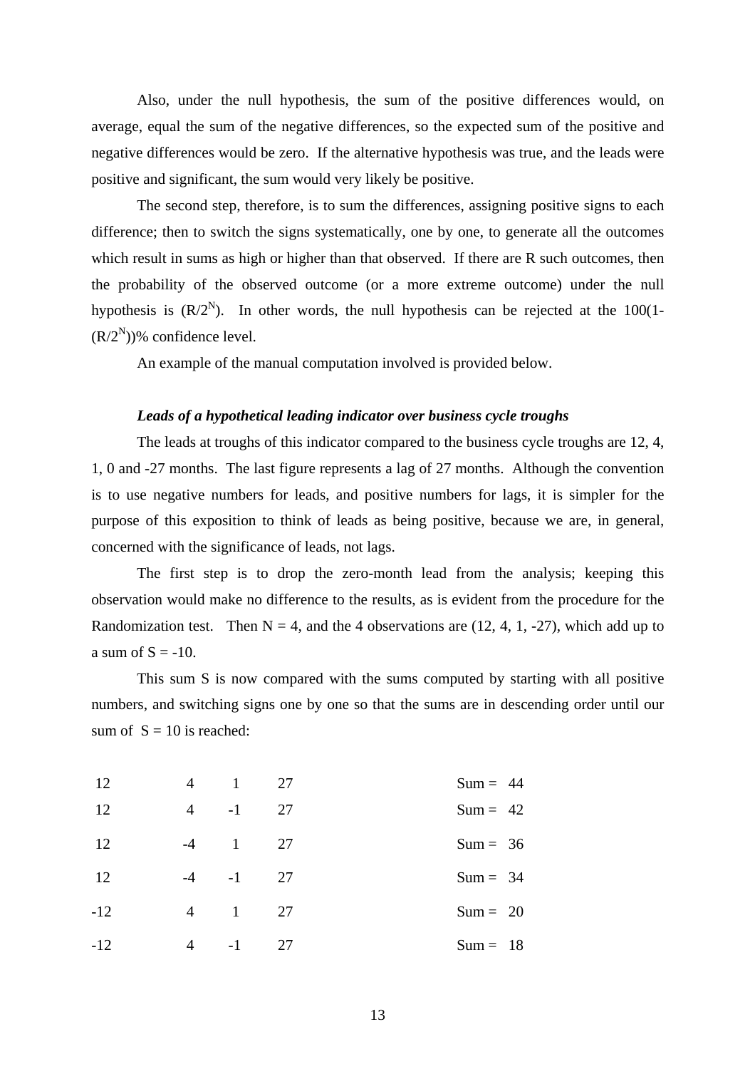Also, under the null hypothesis, the sum of the positive differences would, on average, equal the sum of the negative differences, so the expected sum of the positive and negative differences would be zero. If the alternative hypothesis was true, and the leads were positive and significant, the sum would very likely be positive.

The second step, therefore, is to sum the differences, assigning positive signs to each difference; then to switch the signs systematically, one by one, to generate all the outcomes which result in sums as high or higher than that observed. If there are R such outcomes, then the probability of the observed outcome (or a more extreme outcome) under the null hypothesis is $(R/2^N)$. In other words, the null hypothesis can be rejected at the $100(1-(R/2^N))$% confidence level.

An example of the manual computation involved is provided below.

***Leads of a hypothetical leading indicator over business cycle troughs***

The leads at troughs of this indicator compared to the business cycle troughs are 12, 4, 1, 0 and -27 months. The last figure represents a lag of 27 months. Although the convention is to use negative numbers for leads, and positive numbers for lags, it is simpler for the purpose of this exposition to think of leads as being positive, because we are, in general, concerned with the significance of leads, not lags.

The first step is to drop the zero-month lead from the analysis; keeping this observation would make no difference to the results, as is evident from the procedure for the Randomization test. Then N = 4, and the 4 observations are (12, 4, 1, -27), which add up to a sum of S = -10.

This sum S is now compared with the sums computed by starting with all positive numbers, and switching signs one by one so that the sums are in descending order until our sum of S = 10 is reached:

| | | | | |
|---|---|---|---|---|
| 12 | 4 | 1 | 27 | Sum = 44 |
| 12 | 4 | -1 | 27 | Sum = 42 |
| 12 | -4 | 1 | 27 | Sum = 36 |
| 12 | -4 | -1 | 27 | Sum = 34 |
| -12 | 4 | 1 | 27 | Sum = 20 |
| -12 | 4 | -1 | 27 | Sum = 18 |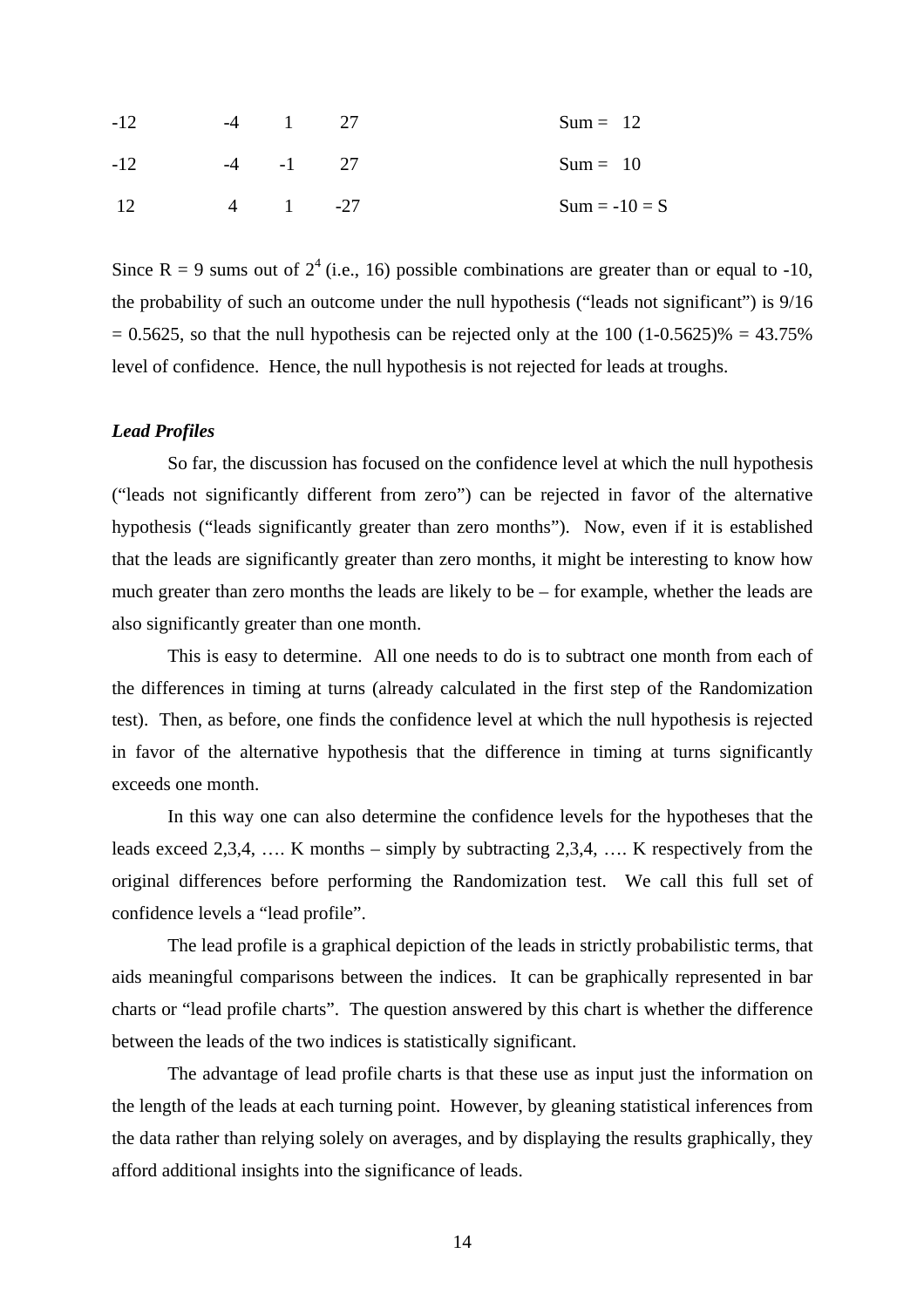| | | | | |
|---|---|---|---|---|
| -12 | -4 | 1 | 27 | Sum = 12 |
| -12 | -4 | -1 | 27 | Sum = 10 |
| 12 | 4 | 1 | -27 | Sum = -10 = S |

Since R = 9 sums out of $2^4$ (i.e., 16) possible combinations are greater than or equal to -10, the probability of such an outcome under the null hypothesis ("leads not significant") is 9/16 = 0.5625, so that the null hypothesis can be rejected only at the 100 (1-0.5625)% = 43.75% level of confidence. Hence, the null hypothesis is not rejected for leads at troughs.

***Lead Profiles***

So far, the discussion has focused on the confidence level at which the null hypothesis ("leads not significantly different from zero") can be rejected in favor of the alternative hypothesis ("leads significantly greater than zero months"). Now, even if it is established that the leads are significantly greater than zero months, it might be interesting to know how much greater than zero months the leads are likely to be – for example, whether the leads are also significantly greater than one month.

This is easy to determine. All one needs to do is to subtract one month from each of the differences in timing at turns (already calculated in the first step of the Randomization test). Then, as before, one finds the confidence level at which the null hypothesis is rejected in favor of the alternative hypothesis that the difference in timing at turns significantly exceeds one month.

In this way one can also determine the confidence levels for the hypotheses that the leads exceed 2,3,4, …. K months – simply by subtracting 2,3,4, …. K respectively from the original differences before performing the Randomization test. We call this full set of confidence levels a "lead profile".

The lead profile is a graphical depiction of the leads in strictly probabilistic terms, that aids meaningful comparisons between the indices. It can be graphically represented in bar charts or "lead profile charts". The question answered by this chart is whether the difference between the leads of the two indices is statistically significant.

The advantage of lead profile charts is that these use as input just the information on the length of the leads at each turning point. However, by gleaning statistical inferences from the data rather than relying solely on averages, and by displaying the results graphically, they afford additional insights into the significance of leads.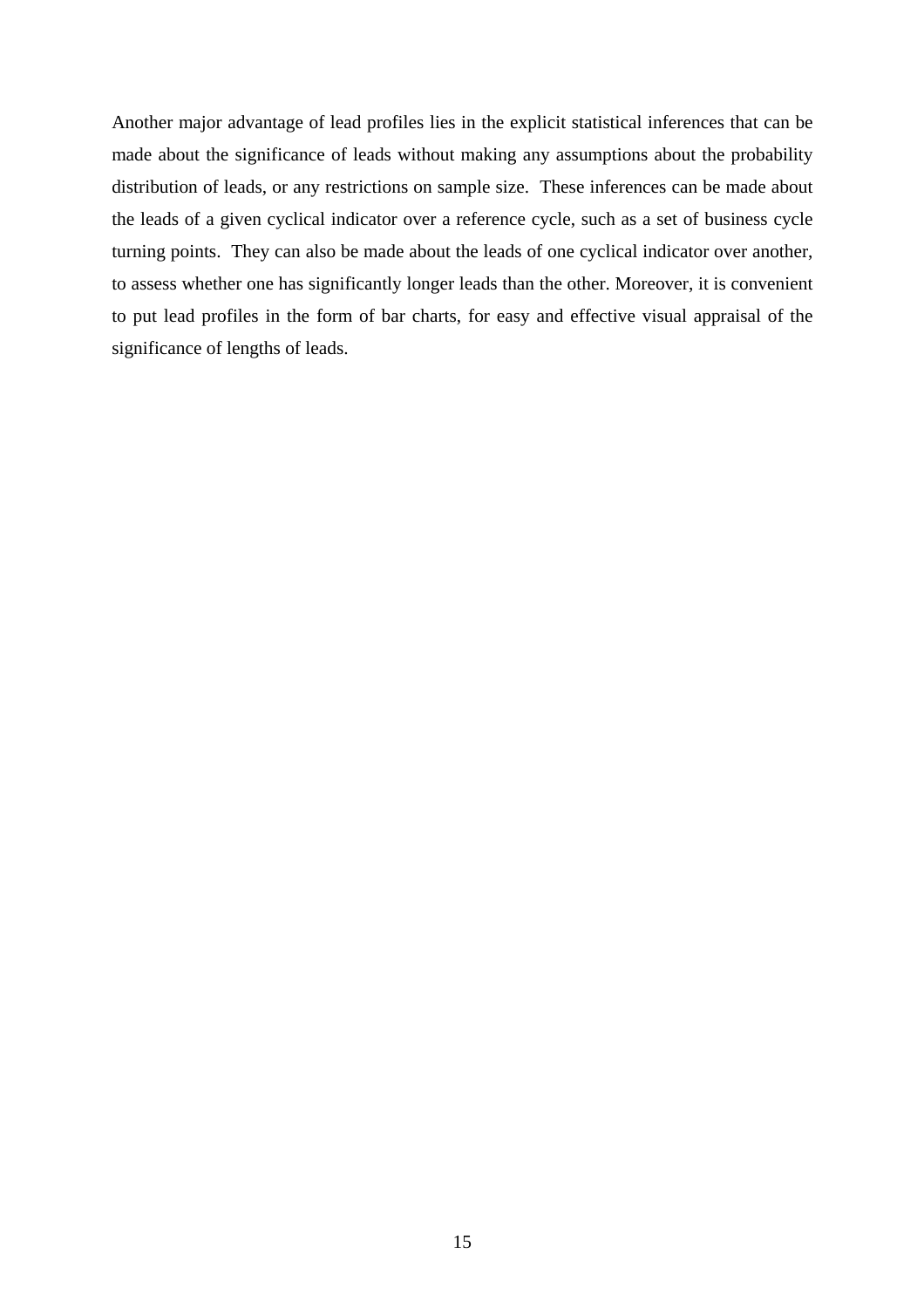Another major advantage of lead profiles lies in the explicit statistical inferences that can be made about the significance of leads without making any assumptions about the probability distribution of leads, or any restrictions on sample size. These inferences can be made about the leads of a given cyclical indicator over a reference cycle, such as a set of business cycle turning points. They can also be made about the leads of one cyclical indicator over another, to assess whether one has significantly longer leads than the other. Moreover, it is convenient to put lead profiles in the form of bar charts, for easy and effective visual appraisal of the significance of lengths of leads.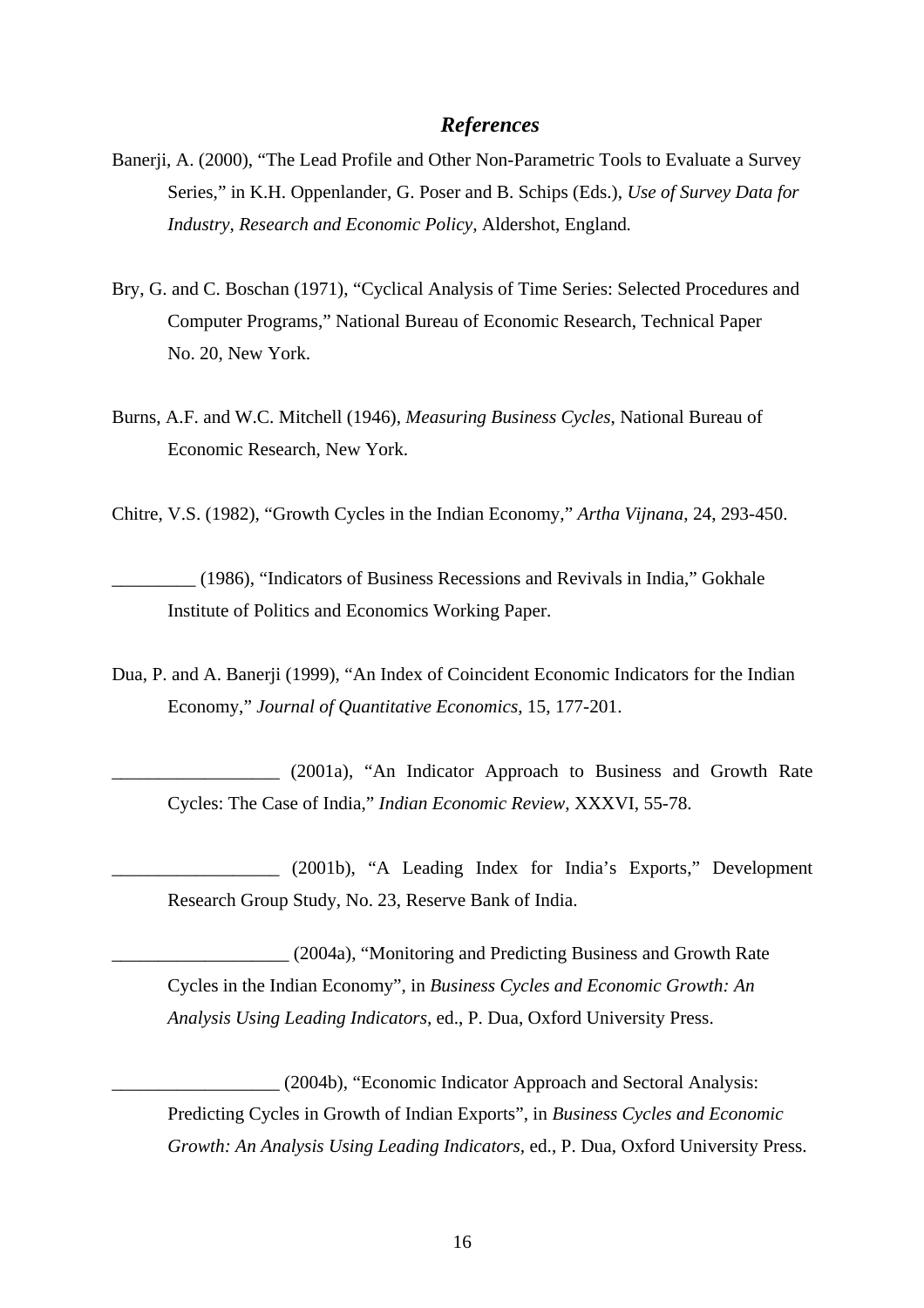## *References*

Banerji, A. (2000), "The Lead Profile and Other Non-Parametric Tools to Evaluate a Survey Series," in K.H. Oppenlander, G. Poser and B. Schips (Eds.), *Use of Survey Data for Industry, Research and Economic Policy*, Aldershot, England.

Bry, G. and C. Boschan (1971), "Cyclical Analysis of Time Series: Selected Procedures and Computer Programs," National Bureau of Economic Research, Technical Paper No. 20, New York.

Burns, A.F. and W.C. Mitchell (1946), *Measuring Business Cycles*, National Bureau of Economic Research, New York.

Chitre, V.S. (1982), "Growth Cycles in the Indian Economy," *Artha Vijnana*, 24, 293-450.

_________ (1986), "Indicators of Business Recessions and Revivals in India," Gokhale Institute of Politics and Economics Working Paper.

Dua, P. and A. Banerji (1999), "An Index of Coincident Economic Indicators for the Indian Economy," *Journal of Quantitative Economics*, 15, 177-201.

__________________ (2001a), "An Indicator Approach to Business and Growth Rate Cycles: The Case of India," *Indian Economic Review*, XXXVI, 55-78.

__________________ (2001b), "A Leading Index for India's Exports," Development Research Group Study, No. 23, Reserve Bank of India.

___________________ (2004a), "Monitoring and Predicting Business and Growth Rate Cycles in the Indian Economy", in *Business Cycles and Economic Growth: An Analysis Using Leading Indicators*, ed., P. Dua, Oxford University Press.

__________________ (2004b), "Economic Indicator Approach and Sectoral Analysis: Predicting Cycles in Growth of Indian Exports", in *Business Cycles and Economic Growth: An Analysis Using Leading Indicators*, ed., P. Dua, Oxford University Press.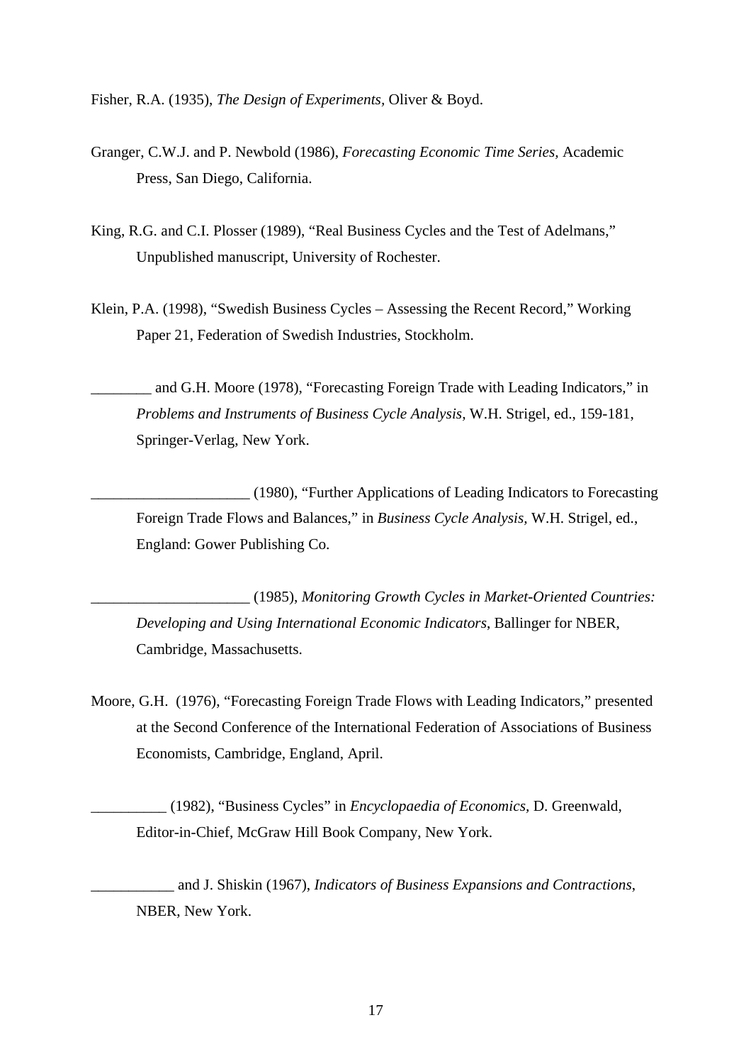Fisher, R.A. (1935), *The Design of Experiments*, Oliver & Boyd.

Granger, C.W.J. and P. Newbold (1986), *Forecasting Economic Time Series*, Academic Press, San Diego, California.

King, R.G. and C.I. Plosser (1989), "Real Business Cycles and the Test of Adelmans," Unpublished manuscript, University of Rochester.

Klein, P.A. (1998), "Swedish Business Cycles – Assessing the Recent Record," Working Paper 21, Federation of Swedish Industries, Stockholm.

________ and G.H. Moore (1978), "Forecasting Foreign Trade with Leading Indicators," in *Problems and Instruments of Business Cycle Analysis*, W.H. Strigel, ed., 159-181, Springer-Verlag, New York.

_____________________ (1980), "Further Applications of Leading Indicators to Forecasting Foreign Trade Flows and Balances," in *Business Cycle Analysis*, W.H. Strigel, ed., England: Gower Publishing Co.

_____________________ (1985), *Monitoring Growth Cycles in Market-Oriented Countries: Developing and Using International Economic Indicators*, Ballinger for NBER, Cambridge, Massachusetts.

Moore, G.H. (1976), "Forecasting Foreign Trade Flows with Leading Indicators," presented at the Second Conference of the International Federation of Associations of Business Economists, Cambridge, England, April.

__________ (1982), "Business Cycles" in *Encyclopaedia of Economics*, D. Greenwald, Editor-in-Chief, McGraw Hill Book Company, New York.

___________ and J. Shiskin (1967), *Indicators of Business Expansions and Contractions*, NBER, New York.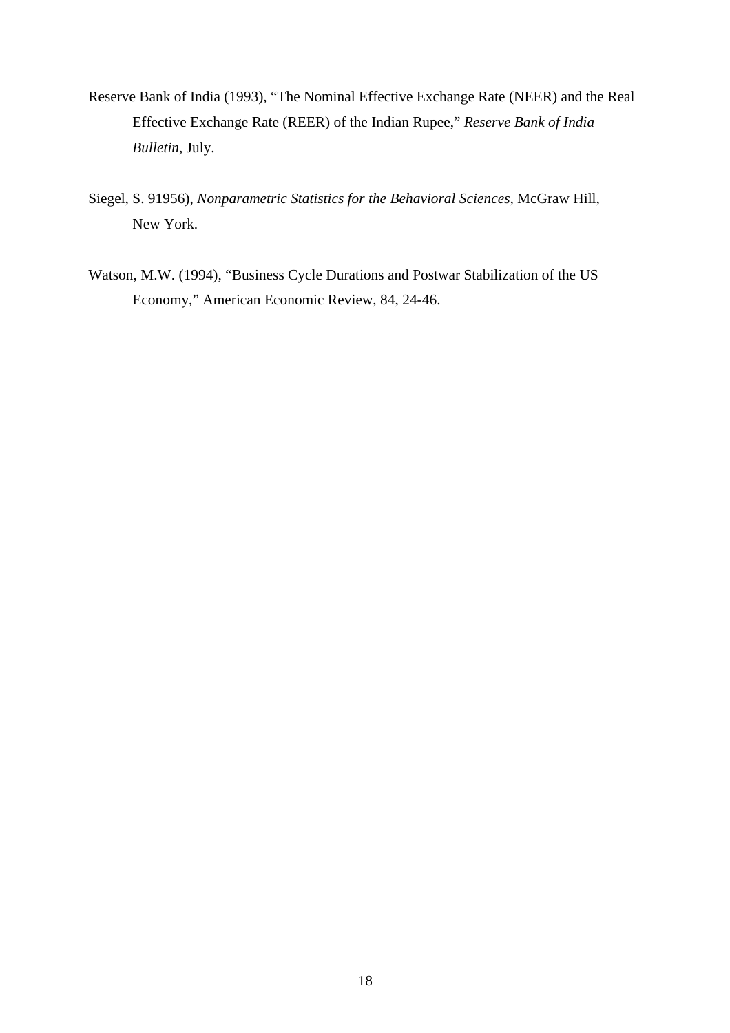Reserve Bank of India (1993), "The Nominal Effective Exchange Rate (NEER) and the Real Effective Exchange Rate (REER) of the Indian Rupee," *Reserve Bank of India Bulletin*, July.

Siegel, S. 91956), *Nonparametric Statistics for the Behavioral Sciences*, McGraw Hill, New York.

Watson, M.W. (1994), "Business Cycle Durations and Postwar Stabilization of the US Economy," American Economic Review, 84, 24-46.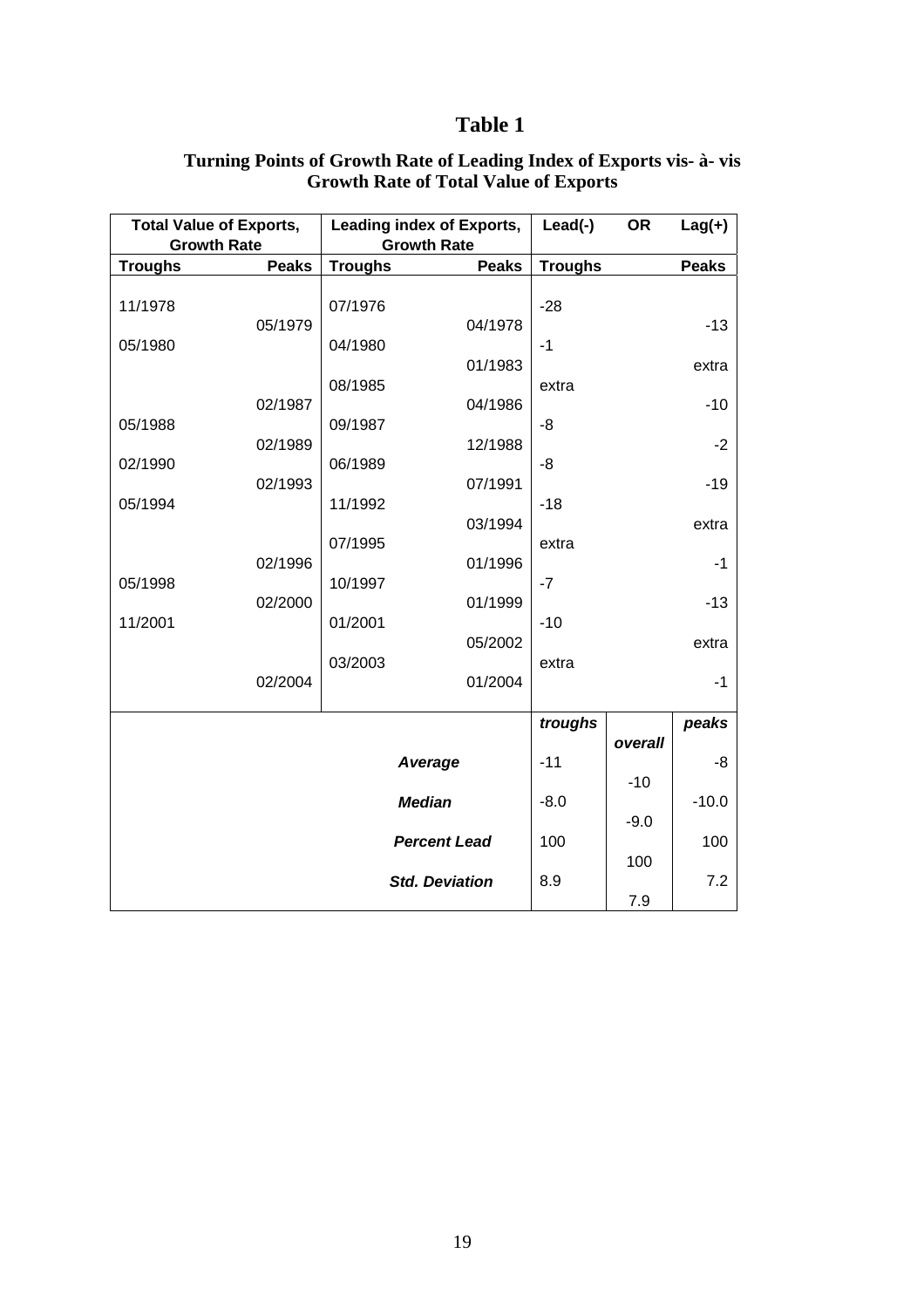# Table 1

## Turning Points of Growth Rate of Leading Index of Exports vis- à- vis Growth Rate of Total Value of Exports

| Total Value of Exports, Growth Rate | | Leading index of Exports, Growth Rate | | Lead(-) OR Lag(+) | | |
|---|---|---|---|---|---|---|
| **Troughs** | **Peaks** | **Troughs** | **Peaks** | **Troughs** | | **Peaks** |
| 11/1978 | | 07/1976 | | -28 | | |
| | 05/1979 | | 04/1978 | | | -13 |
| 05/1980 | | 04/1980 | | -1 | | |
| | | | 01/1983 | | | extra |
| | | 08/1985 | | extra | | |
| | 02/1987 | | 04/1986 | | | -10 |
| 05/1988 | | 09/1987 | | -8 | | |
| | 02/1989 | | 12/1988 | | | -2 |
| 02/1990 | | 06/1989 | | -8 | | |
| | 02/1993 | | 07/1991 | | | -19 |
| 05/1994 | | 11/1992 | | -18 | | |
| | | | 03/1994 | | | extra |
| | | 07/1995 | | extra | | |
| | 02/1996 | | 01/1996 | | | -1 |
| 05/1998 | | 10/1997 | | -7 | | |
| | 02/2000 | | 01/1999 | | | -13 |
| 11/2001 | | 01/2001 | | -10 | | |
| | | | 05/2002 | | | extra |
| | | 03/2003 | | extra | | |
| | 02/2004 | | 01/2004 | | | -1 |
| | | | | ***troughs*** | ***overall*** | ***peaks*** |
| | | | ***Average*** | -11 | -10 | -8 |
| | | | ***Median*** | -8.0 | -9.0 | -10.0 |
| | | | ***Percent Lead*** | 100 | 100 | 100 |
| | | | ***Std. Deviation*** | 8.9 | 7.9 | 7.2 |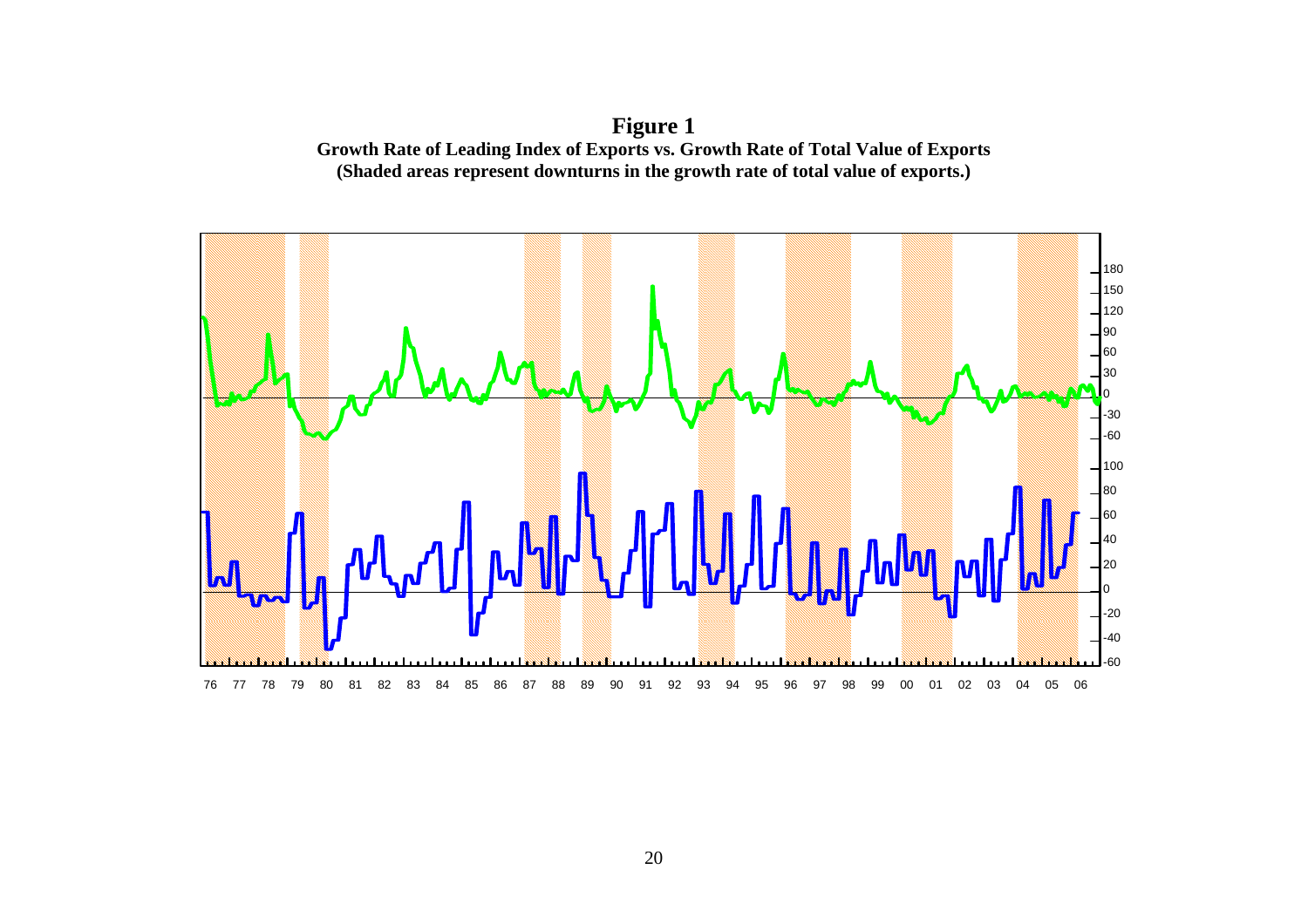**Figure 1**

**Growth Rate of Leading Index of Exports vs. Growth Rate of Total Value of Exports**

**(Shaded areas represent downturns in the growth rate of total value of exports.)**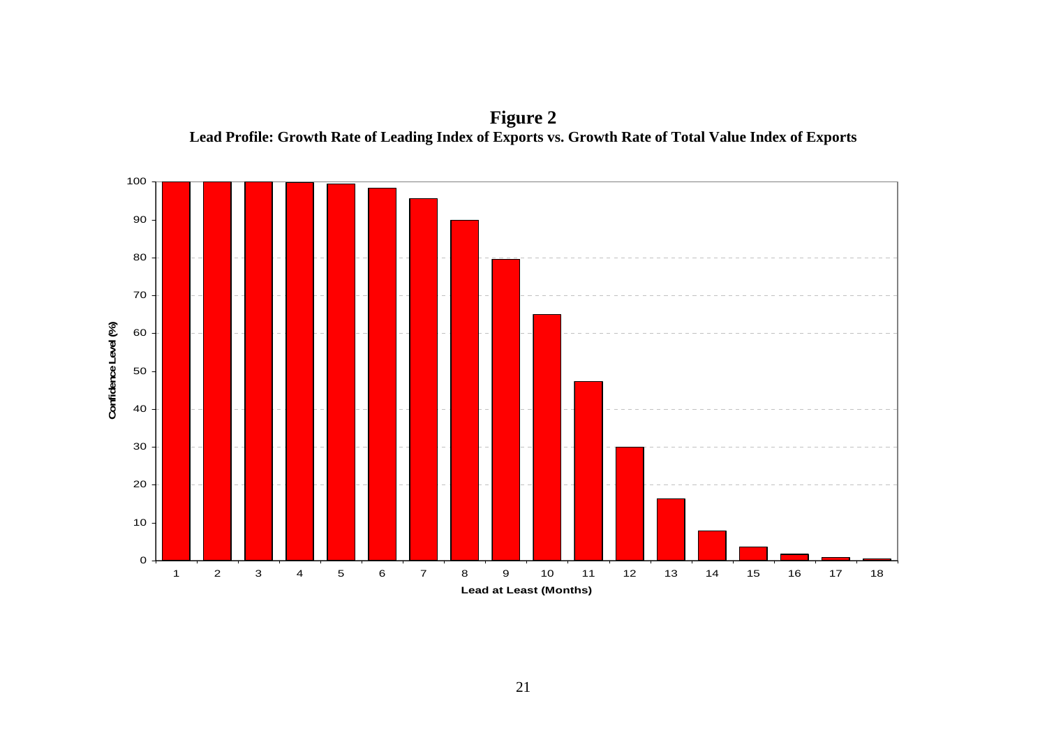**Figure 2**

**Lead Profile: Growth Rate of Leading Index of Exports vs. Growth Rate of Total Value Index of Exports**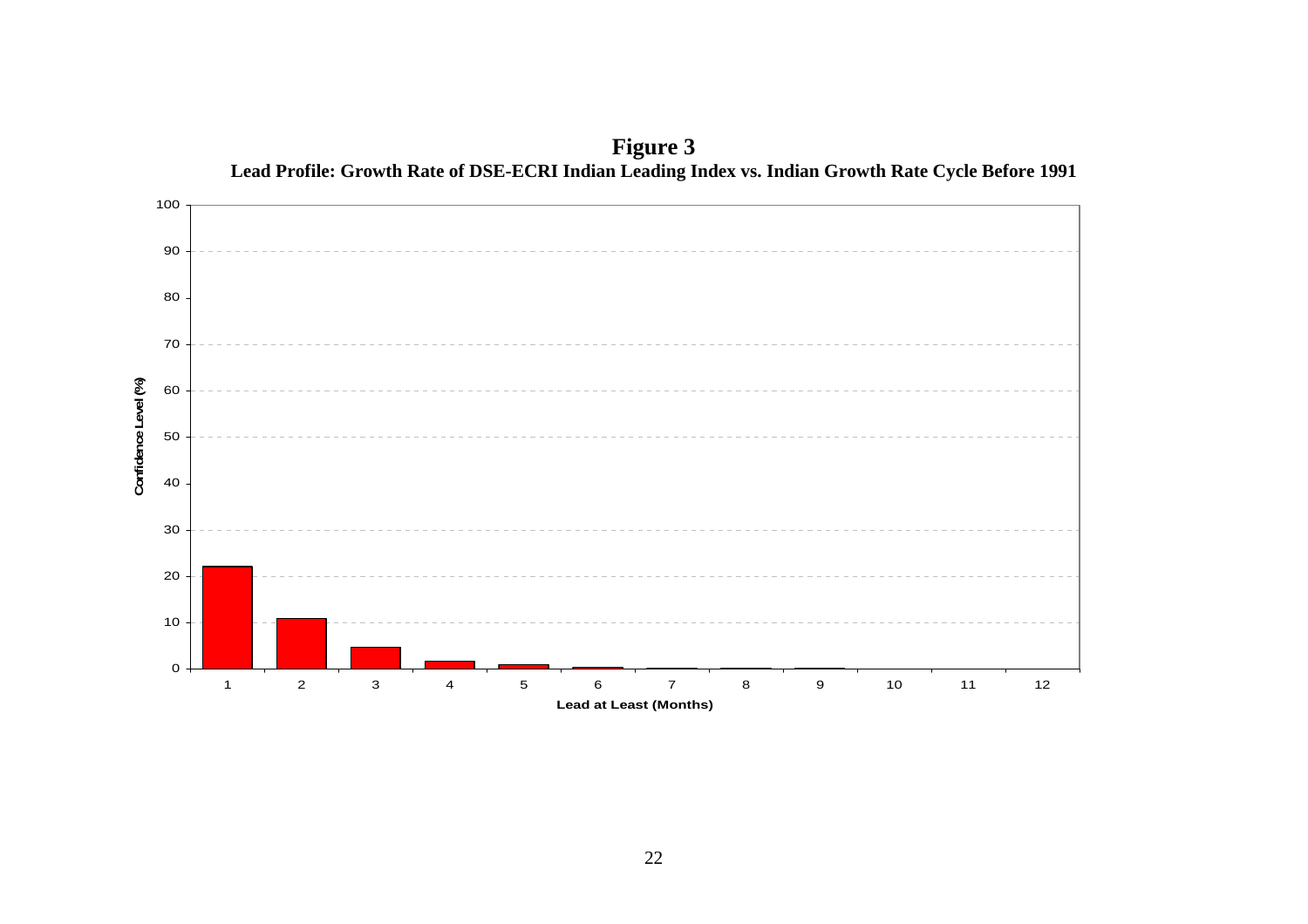**Figure 3**

**Lead Profile: Growth Rate of DSE-ECRI Indian Leading Index vs. Indian Growth Rate Cycle Before 1991**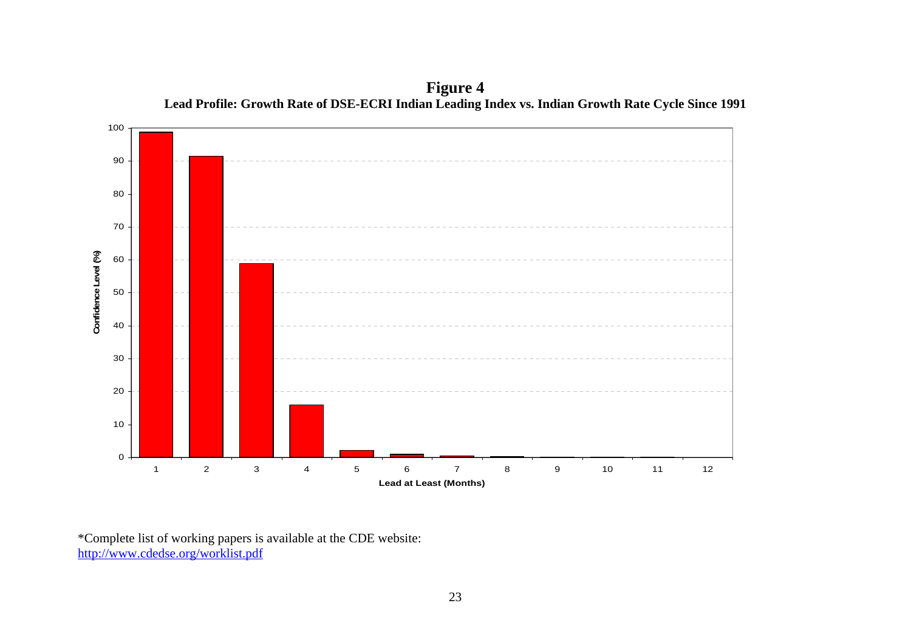**Figure 4**
**Lead Profile: Growth Rate of DSE-ECRI Indian Leading Index vs. Indian Growth Rate Cycle Since 1991**

Confidence Level (%)

100
90
80
70
60
50
40
30
20
10
0

1 2 3 4 5 6 7 8 9 10 11 12

Lead at Least (Months)

*Complete list of working papers is available at the CDE website:
[http://www.cdedse.org/worklist.pdf](http://www.cdedse.org/worklist.pdf)